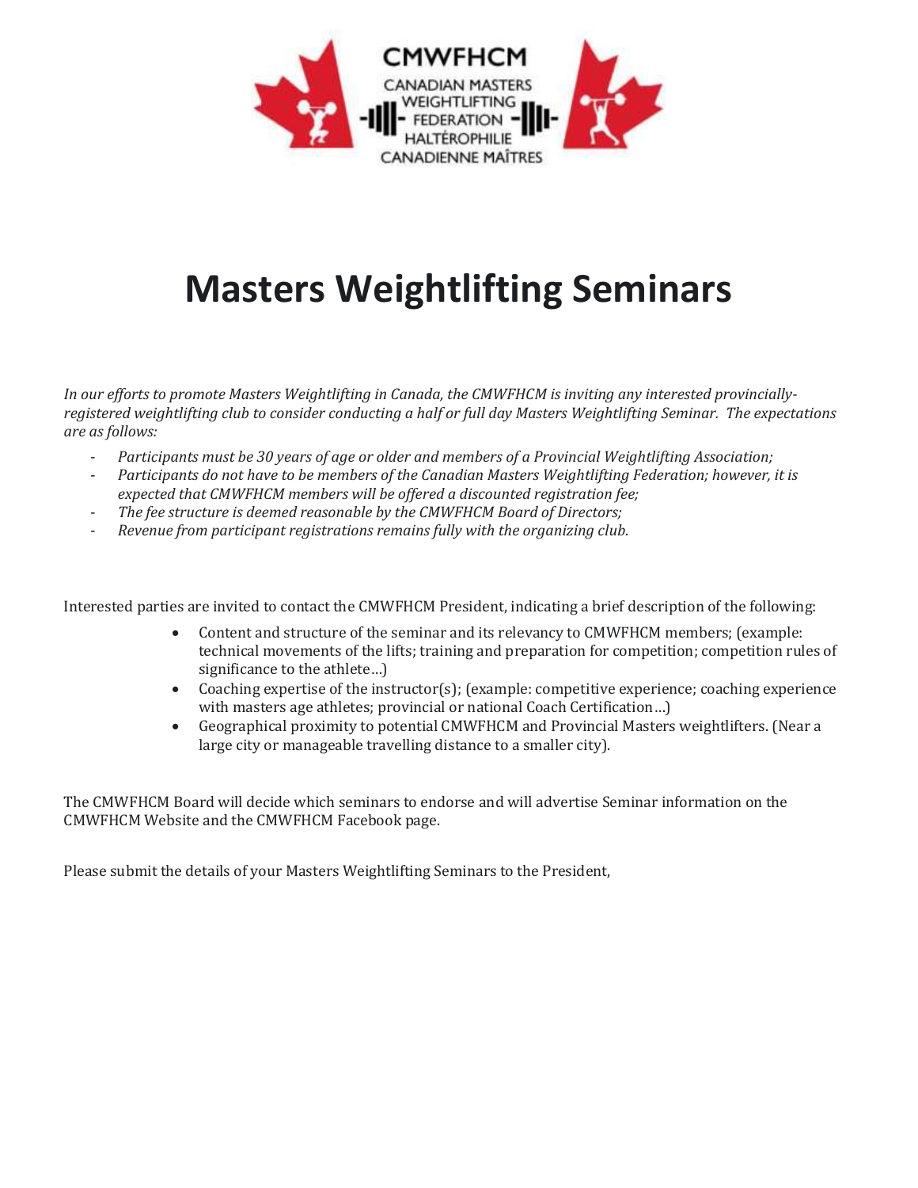CMWFHCM

CANADIAN MASTERS WEIGHTLIFTING FEDERATION HALTÉROPHILIE CANADIENNE MAÎTRES

# Masters Weightlifting Seminars

*In our efforts to promote Masters Weightlifting in Canada, the CMWFHCM is inviting any interested provincially-registered weightlifting club to consider conducting a half or full day Masters Weightlifting Seminar. The expectations are as follows:*

- *Participants must be 30 years of age or older and members of a Provincial Weightlifting Association;*
- *Participants do not have to be members of the Canadian Masters Weightlifting Federation; however, it is expected that CMWFHCM members will be offered a discounted registration fee;*
- *The fee structure is deemed reasonable by the CMWFHCM Board of Directors;*
- *Revenue from participant registrations remains fully with the organizing club.*

Interested parties are invited to contact the CMWFHCM President, indicating a brief description of the following:

- Content and structure of the seminar and its relevancy to CMWFHCM members; (example: technical movements of the lifts; training and preparation for competition; competition rules of significance to the athlete…)
- Coaching expertise of the instructor(s); (example: competitive experience; coaching experience with masters age athletes; provincial or national Coach Certification…)
- Geographical proximity to potential CMWFHCM and Provincial Masters weightlifters. (Near a large city or manageable travelling distance to a smaller city).

The CMWFHCM Board will decide which seminars to endorse and will advertise Seminar information on the CMWFHCM Website and the CMWFHCM Facebook page.

Please submit the details of your Masters Weightlifting Seminars to the President,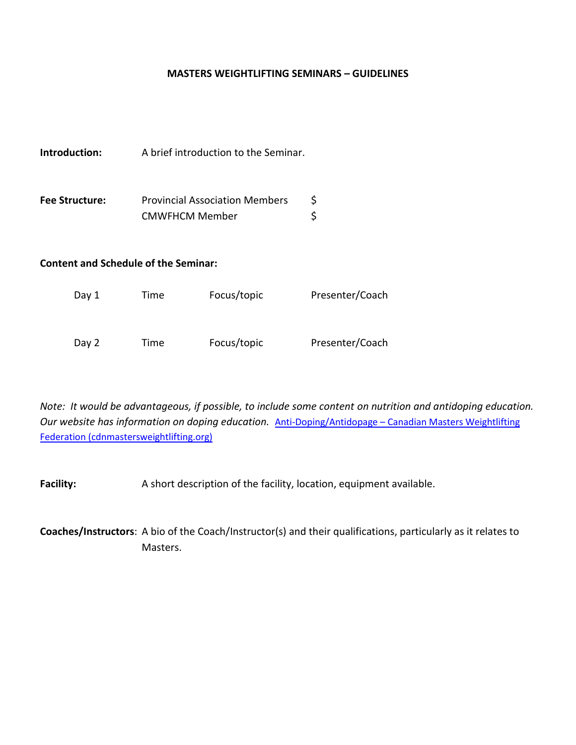# MASTERS WEIGHTLIFTING SEMINARS – GUIDELINES

**Introduction:** A brief introduction to the Seminar.

**Fee Structure:**

| | |
|---|---|
| Provincial Association Members | $ |
| CMWFHCM Member | $ |

**Content and Schedule of the Seminar:**

| | | | |
|---|---|---|---|
| Day 1 | Time | Focus/topic | Presenter/Coach |
| Day 2 | Time | Focus/topic | Presenter/Coach |

*Note: It would be advantageous, if possible, to include some content on nutrition and antidoping education. Our website has information on doping education.* [Anti-Doping/Antidopage – Canadian Masters Weightlifting Federation (cdnmastersweightlifting.org)]

**Facility:** A short description of the facility, location, equipment available.

**Coaches/Instructors**: A bio of the Coach/Instructor(s) and their qualifications, particularly as it relates to Masters.